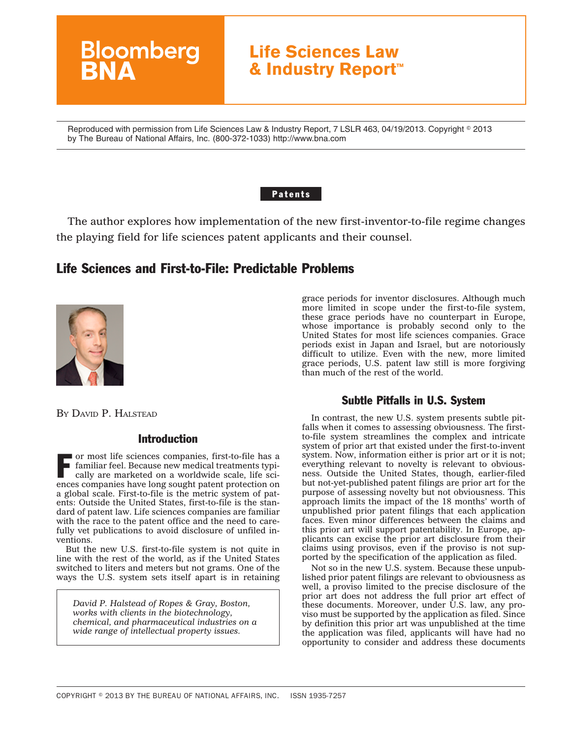# Bloomberg BNA

## Life Sciences Law & Industry Report™

Reproduced with permission from Life Sciences Law & Industry Report, 7 LSLR 463, 04/19/2013. Copyright © 2013 by The Bureau of National Affairs, Inc. (800-372-1033) http://www.bna.com

**Patents**

The author explores how implementation of the new first-inventor-to-file regime changes the playing field for life sciences patent applicants and their counsel.

## Life Sciences and First-to-File: Predictable Problems

BY DAVID P. HALSTEAD

### Introduction

For most life sciences companies, first-to-file has a familiar feel. Because new medical treatments typically are marketed on a worldwide scale, life sciences companies have long sought patent protection on a global scale. First-to-file is the metric system of patents: Outside the United States, first-to-file is the standard of patent law. Life sciences companies are familiar with the race to the patent office and the need to carefully vet publications to avoid disclosure of unfiled inventions.

But the new U.S. first-to-file system is not quite in line with the rest of the world, as if the United States switched to liters and meters but not grams. One of the ways the U.S. system sets itself apart is in retaining grace periods for inventor disclosures. Although much more limited in scope under the first-to-file system, these grace periods have no counterpart in Europe, whose importance is probably second only to the United States for most life sciences companies. Grace periods exist in Japan and Israel, but are notoriously difficult to utilize. Even with the new, more limited grace periods, U.S. patent law still is more forgiving than much of the rest of the world.

*David P. Halstead of Ropes & Gray, Boston, works with clients in the biotechnology, chemical, and pharmaceutical industries on a wide range of intellectual property issues.*

### Subtle Pitfalls in U.S. System

In contrast, the new U.S. system presents subtle pitfalls when it comes to assessing obviousness. The first-to-file system streamlines the complex and intricate system of prior art that existed under the first-to-invent system. Now, information either is prior art or it is not; everything relevant to novelty is relevant to obviousness. Outside the United States, though, earlier-filed but not-yet-published patent filings are prior art for the purpose of assessing novelty but not obviousness. This approach limits the impact of the 18 months' worth of unpublished prior patent filings that each application faces. Even minor differences between the claims and this prior art will support patentability. In Europe, applicants can excise the prior art disclosure from their claims using provisos, even if the proviso is not supported by the specification of the application as filed.

Not so in the new U.S. system. Because these unpublished prior patent filings are relevant to obviousness as well, a proviso limited to the precise disclosure of the prior art does not address the full prior art effect of these documents. Moreover, under U.S. law, any proviso must be supported by the application as filed. Since by definition this prior art was unpublished at the time the application was filed, applicants will have had no opportunity to consider and address these documents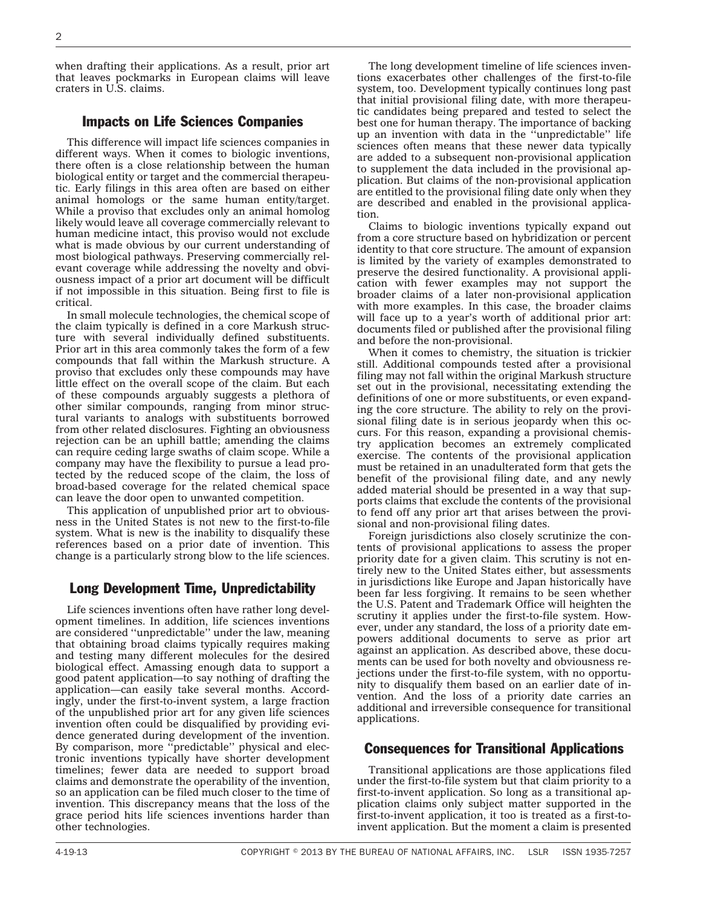when drafting their applications. As a result, prior art that leaves pockmarks in European claims will leave craters in U.S. claims.

## Impacts on Life Sciences Companies

This difference will impact life sciences companies in different ways. When it comes to biologic inventions, there often is a close relationship between the human biological entity or target and the commercial therapeutic. Early filings in this area often are based on either animal homologs or the same human entity/target. While a proviso that excludes only an animal homolog likely would leave all coverage commercially relevant to human medicine intact, this proviso would not exclude what is made obvious by our current understanding of most biological pathways. Preserving commercially relevant coverage while addressing the novelty and obviousness impact of a prior art document will be difficult if not impossible in this situation. Being first to file is critical.

In small molecule technologies, the chemical scope of the claim typically is defined in a core Markush structure with several individually defined substituents. Prior art in this area commonly takes the form of a few compounds that fall within the Markush structure. A proviso that excludes only these compounds may have little effect on the overall scope of the claim. But each of these compounds arguably suggests a plethora of other similar compounds, ranging from minor structural variants to analogs with substituents borrowed from other related disclosures. Fighting an obviousness rejection can be an uphill battle; amending the claims can require ceding large swaths of claim scope. While a company may have the flexibility to pursue a lead protected by the reduced scope of the claim, the loss of broad-based coverage for the related chemical space can leave the door open to unwanted competition.

This application of unpublished prior art to obviousness in the United States is not new to the first-to-file system. What is new is the inability to disqualify these references based on a prior date of invention. This change is a particularly strong blow to the life sciences.

## Long Development Time, Unpredictability

Life sciences inventions often have rather long development timelines. In addition, life sciences inventions are considered ''unpredictable'' under the law, meaning that obtaining broad claims typically requires making and testing many different molecules for the desired biological effect. Amassing enough data to support a good patent application—to say nothing of drafting the application—can easily take several months. Accordingly, under the first-to-invent system, a large fraction of the unpublished prior art for any given life sciences invention often could be disqualified by providing evidence generated during development of the invention. By comparison, more ''predictable'' physical and electronic inventions typically have shorter development timelines; fewer data are needed to support broad claims and demonstrate the operability of the invention, so an application can be filed much closer to the time of invention. This discrepancy means that the loss of the grace period hits life sciences inventions harder than other technologies.

The long development timeline of life sciences inventions exacerbates other challenges of the first-to-file system, too. Development typically continues long past that initial provisional filing date, with more therapeutic candidates being prepared and tested to select the best one for human therapy. The importance of backing up an invention with data in the ''unpredictable'' life sciences often means that these newer data typically are added to a subsequent non-provisional application to supplement the data included in the provisional application. But claims of the non-provisional application are entitled to the provisional filing date only when they are described and enabled in the provisional application.

Claims to biologic inventions typically expand out from a core structure based on hybridization or percent identity to that core structure. The amount of expansion is limited by the variety of examples demonstrated to preserve the desired functionality. A provisional application with fewer examples may not support the broader claims of a later non-provisional application with more examples. In this case, the broader claims will face up to a year's worth of additional prior art: documents filed or published after the provisional filing and before the non-provisional.

When it comes to chemistry, the situation is trickier still. Additional compounds tested after a provisional filing may not fall within the original Markush structure set out in the provisional, necessitating extending the definitions of one or more substituents, or even expanding the core structure. The ability to rely on the provisional filing date is in serious jeopardy when this occurs. For this reason, expanding a provisional chemistry application becomes an extremely complicated exercise. The contents of the provisional application must be retained in an unadulterated form that gets the benefit of the provisional filing date, and any newly added material should be presented in a way that supports claims that exclude the contents of the provisional to fend off any prior art that arises between the provisional and non-provisional filing dates.

Foreign jurisdictions also closely scrutinize the contents of provisional applications to assess the proper priority date for a given claim. This scrutiny is not entirely new to the United States either, but assessments in jurisdictions like Europe and Japan historically have been far less forgiving. It remains to be seen whether the U.S. Patent and Trademark Office will heighten the scrutiny it applies under the first-to-file system. However, under any standard, the loss of a priority date empowers additional documents to serve as prior art against an application. As described above, these documents can be used for both novelty and obviousness rejections under the first-to-file system, with no opportunity to disqualify them based on an earlier date of invention. And the loss of a priority date carries an additional and irreversible consequence for transitional applications.

## Consequences for Transitional Applications

Transitional applications are those applications filed under the first-to-file system but that claim priority to a first-to-invent application. So long as a transitional application claims only subject matter supported in the first-to-invent application, it too is treated as a first-to-invent application. But the moment a claim is presented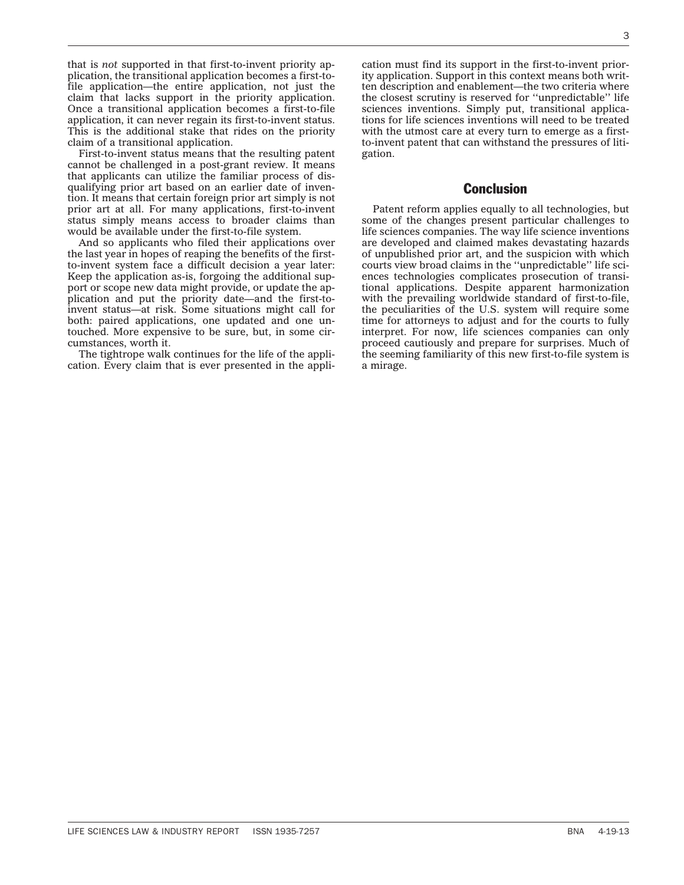that is *not* supported in that first-to-invent priority application, the transitional application becomes a first-to-file application—the entire application, not just the claim that lacks support in the priority application. Once a transitional application becomes a first-to-file application, it can never regain its first-to-invent status. This is the additional stake that rides on the priority claim of a transitional application.

First-to-invent status means that the resulting patent cannot be challenged in a post-grant review. It means that applicants can utilize the familiar process of disqualifying prior art based on an earlier date of invention. It means that certain foreign prior art simply is not prior art at all. For many applications, first-to-invent status simply means access to broader claims than would be available under the first-to-file system.

And so applicants who filed their applications over the last year in hopes of reaping the benefits of the first-to-invent system face a difficult decision a year later: Keep the application as-is, forgoing the additional support or scope new data might provide, or update the application and put the priority date—and the first-to-invent status—at risk. Some situations might call for both: paired applications, one updated and one untouched. More expensive to be sure, but, in some circumstances, worth it.

The tightrope walk continues for the life of the application. Every claim that is ever presented in the application must find its support in the first-to-invent priority application. Support in this context means both written description and enablement—the two criteria where the closest scrutiny is reserved for ''unpredictable'' life sciences inventions. Simply put, transitional applications for life sciences inventions will need to be treated with the utmost care at every turn to emerge as a first-to-invent patent that can withstand the pressures of litigation.

## Conclusion

Patent reform applies equally to all technologies, but some of the changes present particular challenges to life sciences companies. The way life science inventions are developed and claimed makes devastating hazards of unpublished prior art, and the suspicion with which courts view broad claims in the ''unpredictable'' life sciences technologies complicates prosecution of transitional applications. Despite apparent harmonization with the prevailing worldwide standard of first-to-file, the peculiarities of the U.S. system will require some time for attorneys to adjust and for the courts to fully interpret. For now, life sciences companies can only proceed cautiously and prepare for surprises. Much of the seeming familiarity of this new first-to-file system is a mirage.